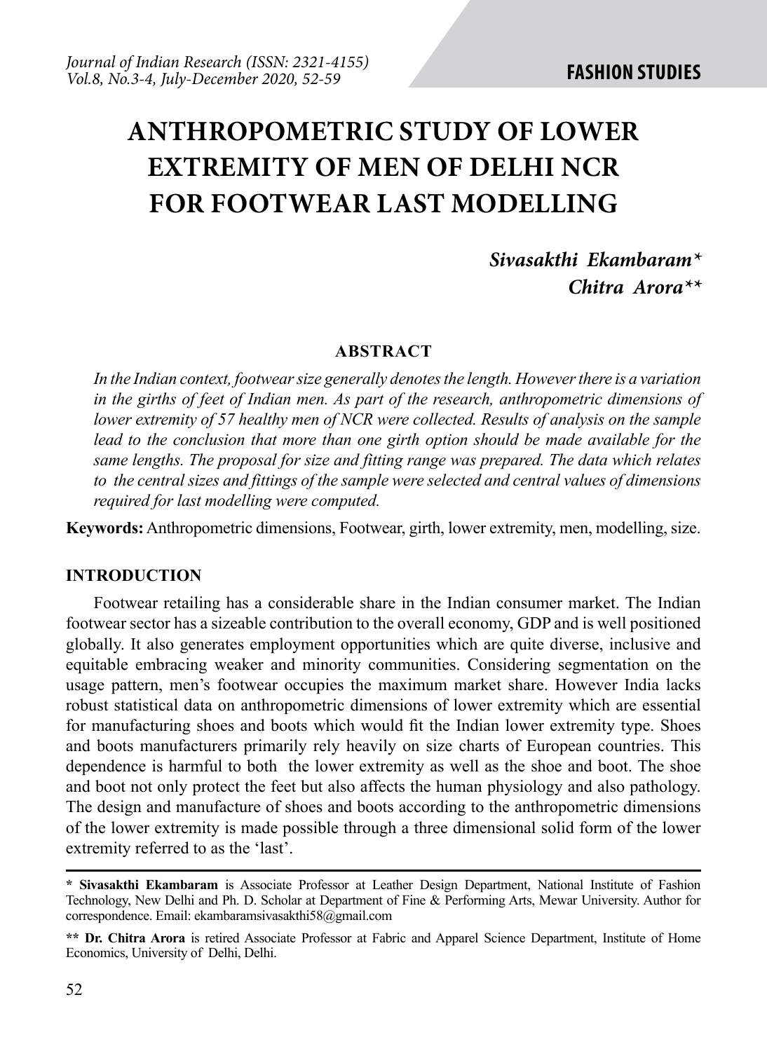# ANTHROPOMETRIC STUDY OF LOWER EXTREMITY OF MEN OF DELHI NCR FOR FOOTWEAR LAST MODELLING

***Sivasakthi Ekambaram****
***Chitra Arora*****

**ABSTRACT**

*In the Indian context, footwear size generally denotes the length. However there is a variation in the girths of feet of Indian men. As part of the research, anthropometric dimensions of lower extremity of 57 healthy men of NCR were collected. Results of analysis on the sample lead to the conclusion that more than one girth option should be made available for the same lengths. The proposal for size and fitting range was prepared. The data which relates to the central sizes and fittings of the sample were selected and central values of dimensions required for last modelling were computed.*

**Keywords:** Anthropometric dimensions, Footwear, girth, lower extremity, men, modelling, size.

## INTRODUCTION

Footwear retailing has a considerable share in the Indian consumer market. The Indian footwear sector has a sizeable contribution to the overall economy, GDP and is well positioned globally. It also generates employment opportunities which are quite diverse, inclusive and equitable embracing weaker and minority communities. Considering segmentation on the usage pattern, men's footwear occupies the maximum market share. However India lacks robust statistical data on anthropometric dimensions of lower extremity which are essential for manufacturing shoes and boots which would fit the Indian lower extremity type. Shoes and boots manufacturers primarily rely heavily on size charts of European countries. This dependence is harmful to both the lower extremity as well as the shoe and boot. The shoe and boot not only protect the feet but also affects the human physiology and also pathology. The design and manufacture of shoes and boots according to the anthropometric dimensions of the lower extremity is made possible through a three dimensional solid form of the lower extremity referred to as the 'last'.

---

**\* Sivasakthi Ekambaram** is Associate Professor at Leather Design Department, National Institute of Fashion Technology, New Delhi and Ph. D. Scholar at Department of Fine & Performing Arts, Mewar University. Author for correspondence. Email: ekambaramsivasakthi58@gmail.com

**\*\* Dr. Chitra Arora** is retired Associate Professor at Fabric and Apparel Science Department, Institute of Home Economics, University of Delhi, Delhi.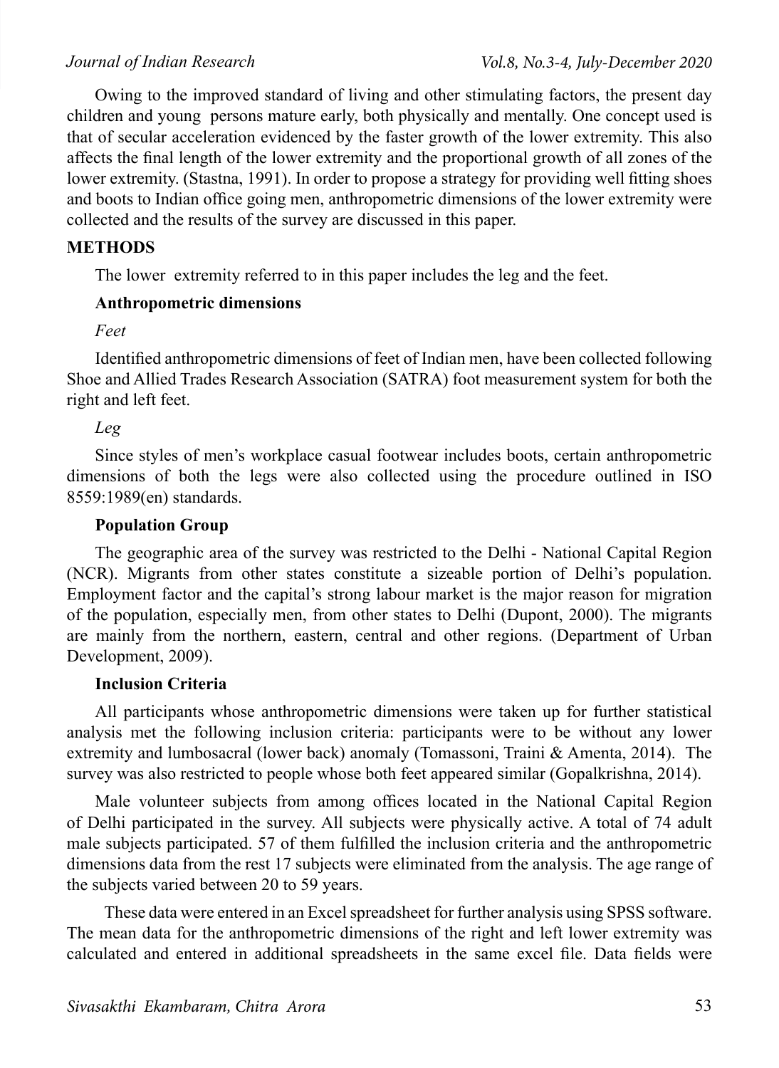Owing to the improved standard of living and other stimulating factors, the present day children and young persons mature early, both physically and mentally. One concept used is that of secular acceleration evidenced by the faster growth of the lower extremity. This also affects the final length of the lower extremity and the proportional growth of all zones of the lower extremity. (Stastna, 1991). In order to propose a strategy for providing well fitting shoes and boots to Indian office going men, anthropometric dimensions of the lower extremity were collected and the results of the survey are discussed in this paper.

## METHODS

The lower extremity referred to in this paper includes the leg and the feet.

### Anthropometric dimensions

*Feet*

Identified anthropometric dimensions of feet of Indian men, have been collected following Shoe and Allied Trades Research Association (SATRA) foot measurement system for both the right and left feet.

*Leg*

Since styles of men's workplace casual footwear includes boots, certain anthropometric dimensions of both the legs were also collected using the procedure outlined in ISO 8559:1989(en) standards.

### Population Group

The geographic area of the survey was restricted to the Delhi - National Capital Region (NCR). Migrants from other states constitute a sizeable portion of Delhi's population. Employment factor and the capital's strong labour market is the major reason for migration of the population, especially men, from other states to Delhi (Dupont, 2000). The migrants are mainly from the northern, eastern, central and other regions. (Department of Urban Development, 2009).

### Inclusion Criteria

All participants whose anthropometric dimensions were taken up for further statistical analysis met the following inclusion criteria: participants were to be without any lower extremity and lumbosacral (lower back) anomaly (Tomassoni, Traini & Amenta, 2014). The survey was also restricted to people whose both feet appeared similar (Gopalkrishna, 2014).

Male volunteer subjects from among offices located in the National Capital Region of Delhi participated in the survey. All subjects were physically active. A total of 74 adult male subjects participated. 57 of them fulfilled the inclusion criteria and the anthropometric dimensions data from the rest 17 subjects were eliminated from the analysis. The age range of the subjects varied between 20 to 59 years.

These data were entered in an Excel spreadsheet for further analysis using SPSS software. The mean data for the anthropometric dimensions of the right and left lower extremity was calculated and entered in additional spreadsheets in the same excel file. Data fields were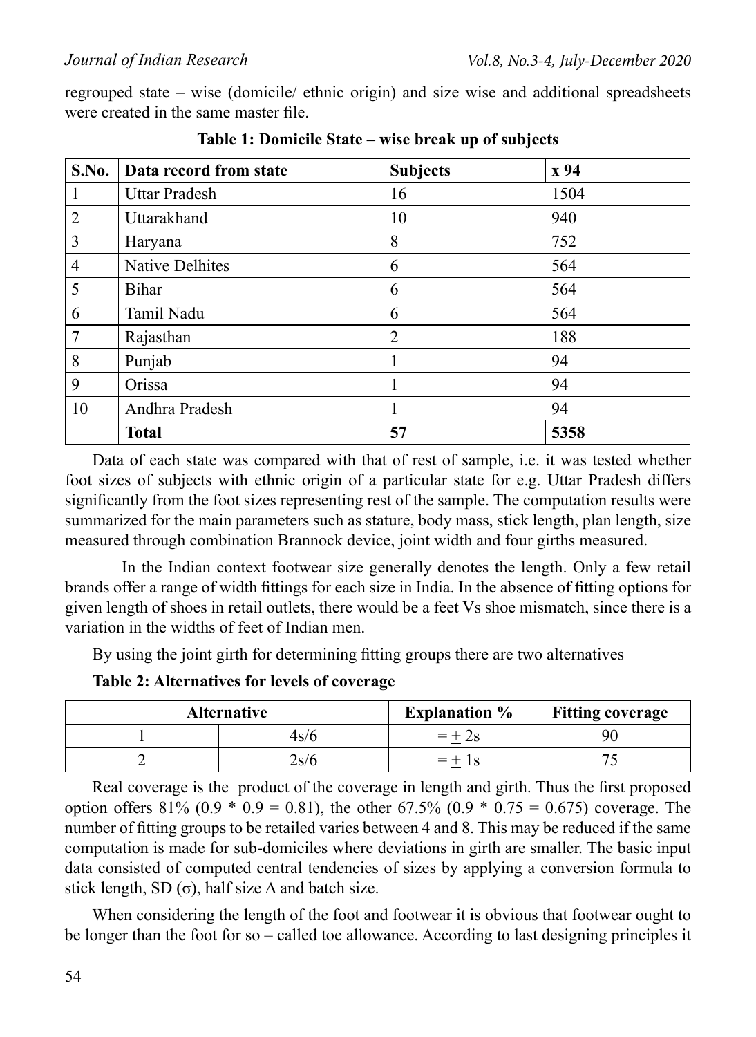regrouped state – wise (domicile/ ethnic origin) and size wise and additional spreadsheets were created in the same master file.

**Table 1: Domicile State – wise break up of subjects**

| S.No. | Data record from state | Subjects | x 94 |
|---|---|---|---|
| 1 | Uttar Pradesh | 16 | 1504 |
| 2 | Uttarakhand | 10 | 940 |
| 3 | Haryana | 8 | 752 |
| 4 | Native Delhites | 6 | 564 |
| 5 | Bihar | 6 | 564 |
| 6 | Tamil Nadu | 6 | 564 |
| 7 | Rajasthan | 2 | 188 |
| 8 | Punjab | 1 | 94 |
| 9 | Orissa | 1 | 94 |
| 10 | Andhra Pradesh | 1 | 94 |
| | **Total** | **57** | **5358** |

Data of each state was compared with that of rest of sample, i.e. it was tested whether foot sizes of subjects with ethnic origin of a particular state for e.g. Uttar Pradesh differs significantly from the foot sizes representing rest of the sample. The computation results were summarized for the main parameters such as stature, body mass, stick length, plan length, size measured through combination Brannock device, joint width and four girths measured.

In the Indian context footwear size generally denotes the length. Only a few retail brands offer a range of width fittings for each size in India. In the absence of fitting options for given length of shoes in retail outlets, there would be a feet Vs shoe mismatch, since there is a variation in the widths of feet of Indian men.

By using the joint girth for determining fitting groups there are two alternatives

**Table 2: Alternatives for levels of coverage**

| Alternative | | Explanation % | Fitting coverage |
|---|---|---|---|
| 1 | 4s/6 | = $\pm$ 2s | 90 |
| 2 | 2s/6 | = $\pm$ 1s | 75 |

Real coverage is the product of the coverage in length and girth. Thus the first proposed option offers 81% (0.9 * 0.9 = 0.81), the other 67.5% (0.9 * 0.75 = 0.675) coverage. The number of fitting groups to be retailed varies between 4 and 8. This may be reduced if the same computation is made for sub-domiciles where deviations in girth are smaller. The basic input data consisted of computed central tendencies of sizes by applying a conversion formula to stick length, SD ($\sigma$), half size $\Delta$ and batch size.

When considering the length of the foot and footwear it is obvious that footwear ought to be longer than the foot for so – called toe allowance. According to last designing principles it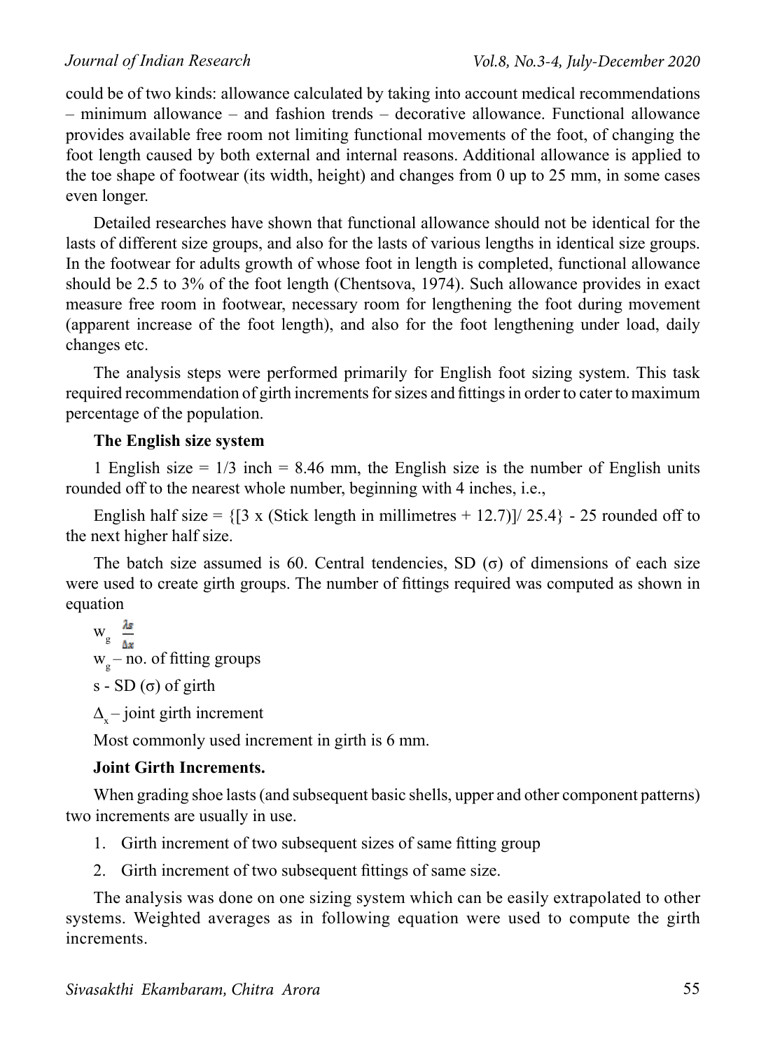could be of two kinds: allowance calculated by taking into account medical recommendations – minimum allowance – and fashion trends – decorative allowance. Functional allowance provides available free room not limiting functional movements of the foot, of changing the foot length caused by both external and internal reasons. Additional allowance is applied to the toe shape of footwear (its width, height) and changes from 0 up to 25 mm, in some cases even longer.

Detailed researches have shown that functional allowance should not be identical for the lasts of different size groups, and also for the lasts of various lengths in identical size groups. In the footwear for adults growth of whose foot in length is completed, functional allowance should be 2.5 to 3% of the foot length (Chentsova, 1974). Such allowance provides in exact measure free room in footwear, necessary room for lengthening the foot during movement (apparent increase of the foot length), and also for the foot lengthening under load, daily changes etc.

The analysis steps were performed primarily for English foot sizing system. This task required recommendation of girth increments for sizes and fittings in order to cater to maximum percentage of the population.

**The English size system**

1 English size = 1/3 inch = 8.46 mm, the English size is the number of English units rounded off to the nearest whole number, beginning with 4 inches, i.e.,

English half size = {[3 x (Stick length in millimetres + 12.7)]/ 25.4} - 25 rounded off to the next higher half size.

The batch size assumed is 60. Central tendencies, SD (σ) of dimensions of each size were used to create girth groups. The number of fittings required was computed as shown in equation

$$w_g \quad \frac{\lambda s}{\Delta x}$$

$w_g$ – no. of fitting groups

s - SD (σ) of girth

$\Delta_x$ – joint girth increment

Most commonly used increment in girth is 6 mm.

**Joint Girth Increments.**

When grading shoe lasts (and subsequent basic shells, upper and other component patterns) two increments are usually in use.

1. Girth increment of two subsequent sizes of same fitting group
2. Girth increment of two subsequent fittings of same size.

The analysis was done on one sizing system which can be easily extrapolated to other systems. Weighted averages as in following equation were used to compute the girth increments.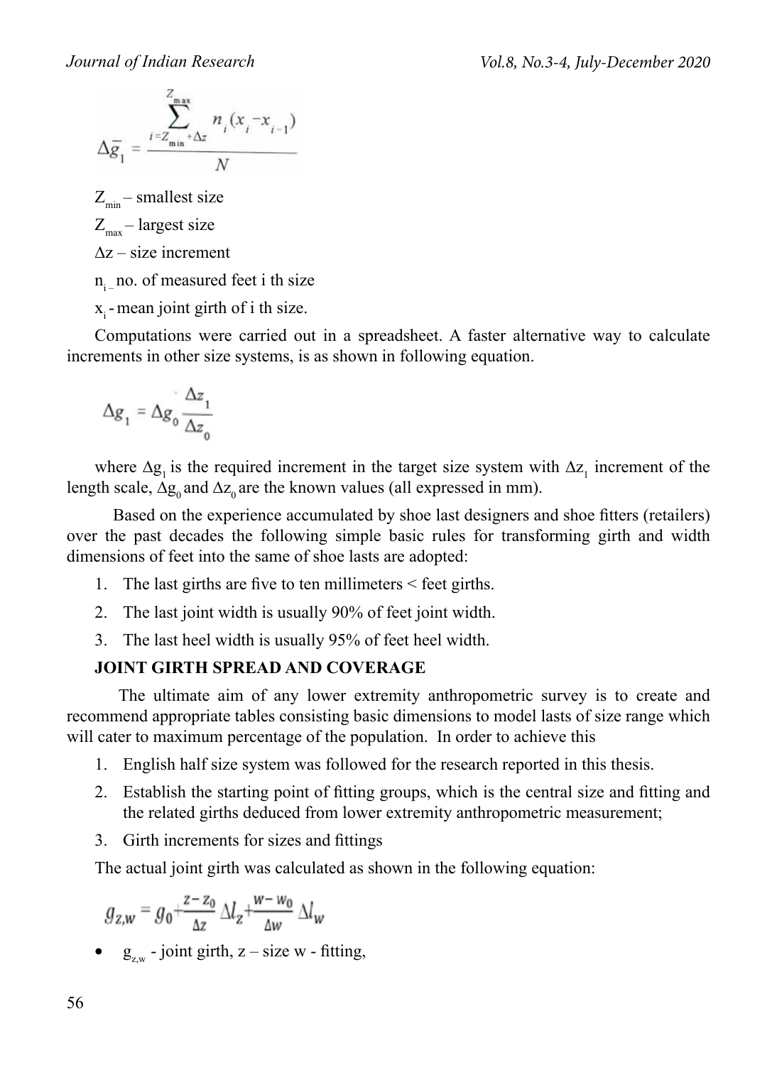$$\Delta \bar{g}_1 = \frac{\sum_{i=Z_{min}+\Delta z}^{Z_{max}} n_i (x_i - x_{i-1})}{N}$$

$Z_{min}$ – smallest size

$Z_{max}$ – largest size

$\Delta z$ – size increment

$n_i$ – no. of measured feet i th size

$x_i$ - mean joint girth of i th size.

Computations were carried out in a spreadsheet. A faster alternative way to calculate increments in other size systems, is as shown in following equation.

$$\Delta g_1 = \Delta g_0 \frac{\Delta z_1}{\Delta z_0}$$

where $\Delta g_1$ is the required increment in the target size system with $\Delta z_1$ increment of the length scale, $\Delta g_0$ and $\Delta z_0$ are the known values (all expressed in mm).

Based on the experience accumulated by shoe last designers and shoe fitters (retailers) over the past decades the following simple basic rules for transforming girth and width dimensions of feet into the same of shoe lasts are adopted:

1. The last girths are five to ten millimeters < feet girths.
2. The last joint width is usually 90% of feet joint width.
3. The last heel width is usually 95% of feet heel width.

**JOINT GIRTH SPREAD AND COVERAGE**

The ultimate aim of any lower extremity anthropometric survey is to create and recommend appropriate tables consisting basic dimensions to model lasts of size range which will cater to maximum percentage of the population. In order to achieve this

1. English half size system was followed for the research reported in this thesis.
2. Establish the starting point of fitting groups, which is the central size and fitting and the related girths deduced from lower extremity anthropometric measurement;
3. Girth increments for sizes and fittings

The actual joint girth was calculated as shown in the following equation:

$$g_{z,w} = g_0 + \frac{z - z_0}{\Delta z} \Delta l_z + \frac{w - w_0}{\Delta w} \Delta l_w$$

- $g_{z,w}$ - joint girth, z – size w - fitting,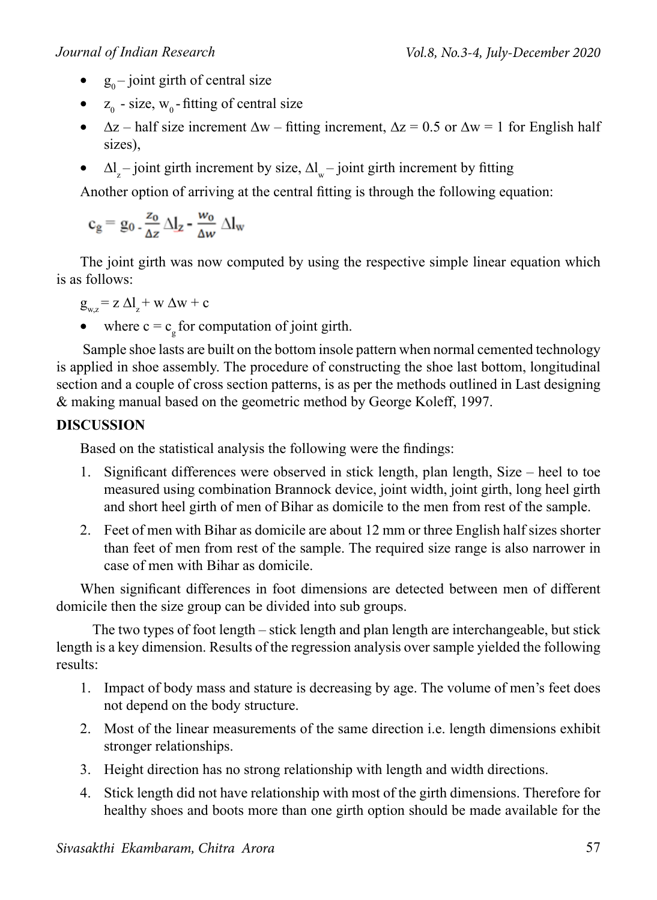- $g_0$ – joint girth of central size
- $z_0$ - size, $w_0$ - fitting of central size
- $\Delta z$ – half size increment $\Delta w$ – fitting increment, $\Delta z = 0.5$ or $\Delta w = 1$ for English half sizes),
- $\Delta l_z$ – joint girth increment by size, $\Delta l_w$ – joint girth increment by fitting

Another option of arriving at the central fitting is through the following equation:

$$c_g = g_0 - \frac{z_0}{\Delta z}\Delta l_z - \frac{w_0}{\Delta w}\Delta l_w$$

The joint girth was now computed by using the respective simple linear equation which is as follows:

$g_{w,z} = z\,\Delta l_z + w\,\Delta w + c$

- where $c = c_g$ for computation of joint girth.

Sample shoe lasts are built on the bottom insole pattern when normal cemented technology is applied in shoe assembly. The procedure of constructing the shoe last bottom, longitudinal section and a couple of cross section patterns, is as per the methods outlined in Last designing & making manual based on the geometric method by George Koleff, 1997.

**DISCUSSION**

Based on the statistical analysis the following were the findings:

1. Significant differences were observed in stick length, plan length, Size – heel to toe measured using combination Brannock device, joint width, joint girth, long heel girth and short heel girth of men of Bihar as domicile to the men from rest of the sample.
2. Feet of men with Bihar as domicile are about 12 mm or three English half sizes shorter than feet of men from rest of the sample. The required size range is also narrower in case of men with Bihar as domicile.

When significant differences in foot dimensions are detected between men of different domicile then the size group can be divided into sub groups.

The two types of foot length – stick length and plan length are interchangeable, but stick length is a key dimension. Results of the regression analysis over sample yielded the following results:

1. Impact of body mass and stature is decreasing by age. The volume of men's feet does not depend on the body structure.
2. Most of the linear measurements of the same direction i.e. length dimensions exhibit stronger relationships.
3. Height direction has no strong relationship with length and width directions.
4. Stick length did not have relationship with most of the girth dimensions. Therefore for healthy shoes and boots more than one girth option should be made available for the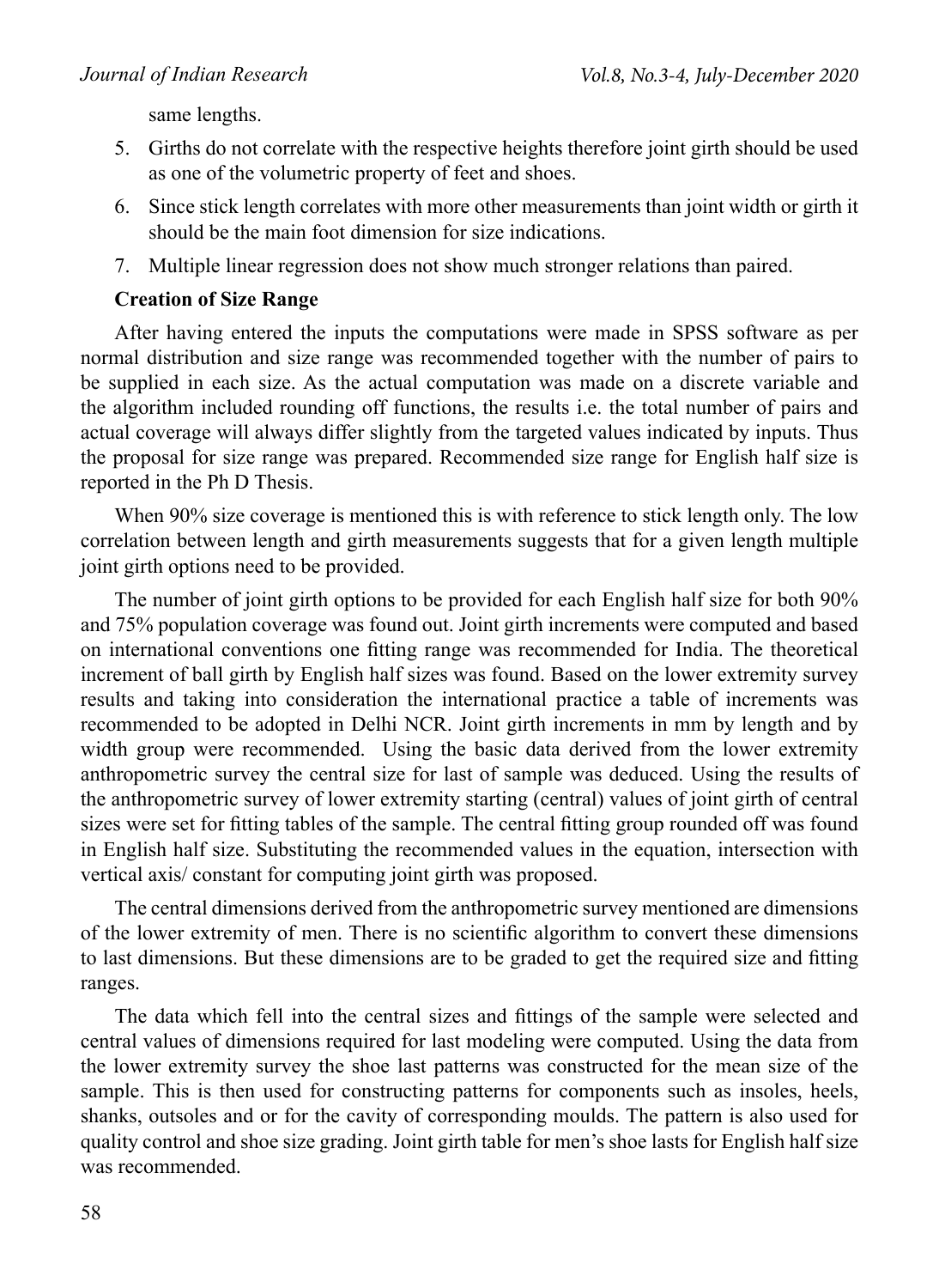same lengths.

5. Girths do not correlate with the respective heights therefore joint girth should be used as one of the volumetric property of feet and shoes.
6. Since stick length correlates with more other measurements than joint width or girth it should be the main foot dimension for size indications.
7. Multiple linear regression does not show much stronger relations than paired.

**Creation of Size Range**

After having entered the inputs the computations were made in SPSS software as per normal distribution and size range was recommended together with the number of pairs to be supplied in each size. As the actual computation was made on a discrete variable and the algorithm included rounding off functions, the results i.e. the total number of pairs and actual coverage will always differ slightly from the targeted values indicated by inputs. Thus the proposal for size range was prepared. Recommended size range for English half size is reported in the Ph D Thesis.

When 90% size coverage is mentioned this is with reference to stick length only. The low correlation between length and girth measurements suggests that for a given length multiple joint girth options need to be provided.

The number of joint girth options to be provided for each English half size for both 90% and 75% population coverage was found out. Joint girth increments were computed and based on international conventions one fitting range was recommended for India. The theoretical increment of ball girth by English half sizes was found. Based on the lower extremity survey results and taking into consideration the international practice a table of increments was recommended to be adopted in Delhi NCR. Joint girth increments in mm by length and by width group were recommended. Using the basic data derived from the lower extremity anthropometric survey the central size for last of sample was deduced. Using the results of the anthropometric survey of lower extremity starting (central) values of joint girth of central sizes were set for fitting tables of the sample. The central fitting group rounded off was found in English half size. Substituting the recommended values in the equation, intersection with vertical axis/ constant for computing joint girth was proposed.

The central dimensions derived from the anthropometric survey mentioned are dimensions of the lower extremity of men. There is no scientific algorithm to convert these dimensions to last dimensions. But these dimensions are to be graded to get the required size and fitting ranges.

The data which fell into the central sizes and fittings of the sample were selected and central values of dimensions required for last modeling were computed. Using the data from the lower extremity survey the shoe last patterns was constructed for the mean size of the sample. This is then used for constructing patterns for components such as insoles, heels, shanks, outsoles and or for the cavity of corresponding moulds. The pattern is also used for quality control and shoe size grading. Joint girth table for men's shoe lasts for English half size was recommended.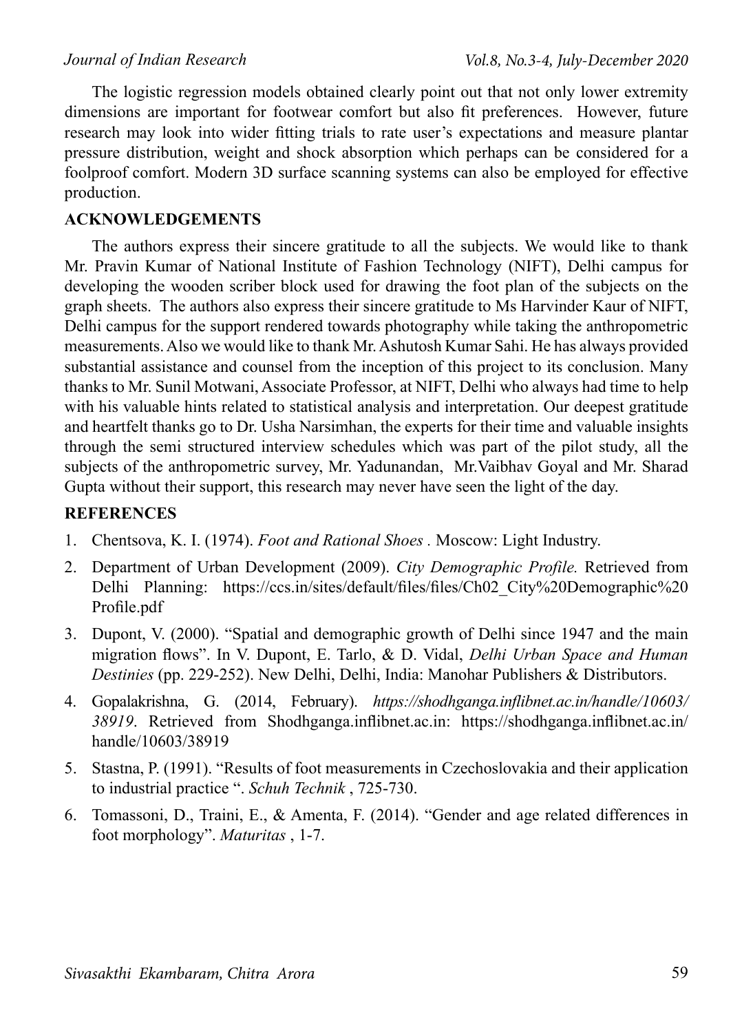The logistic regression models obtained clearly point out that not only lower extremity dimensions are important for footwear comfort but also fit preferences. However, future research may look into wider fitting trials to rate user's expectations and measure plantar pressure distribution, weight and shock absorption which perhaps can be considered for a foolproof comfort. Modern 3D surface scanning systems can also be employed for effective production.

## ACKNOWLEDGEMENTS

The authors express their sincere gratitude to all the subjects. We would like to thank Mr. Pravin Kumar of National Institute of Fashion Technology (NIFT), Delhi campus for developing the wooden scriber block used for drawing the foot plan of the subjects on the graph sheets. The authors also express their sincere gratitude to Ms Harvinder Kaur of NIFT, Delhi campus for the support rendered towards photography while taking the anthropometric measurements. Also we would like to thank Mr. Ashutosh Kumar Sahi. He has always provided substantial assistance and counsel from the inception of this project to its conclusion. Many thanks to Mr. Sunil Motwani, Associate Professor, at NIFT, Delhi who always had time to help with his valuable hints related to statistical analysis and interpretation. Our deepest gratitude and heartfelt thanks go to Dr. Usha Narsimhan, the experts for their time and valuable insights through the semi structured interview schedules which was part of the pilot study, all the subjects of the anthropometric survey, Mr. Yadunandan, Mr.Vaibhav Goyal and Mr. Sharad Gupta without their support, this research may never have seen the light of the day.

## REFERENCES

1. Chentsova, K. I. (1974). *Foot and Rational Shoes .* Moscow: Light Industry.
2. Department of Urban Development (2009). *City Demographic Profile.* Retrieved from Delhi Planning: https://ccs.in/sites/default/files/files/Ch02_City%20Demographic%20Profile.pdf
3. Dupont, V. (2000). "Spatial and demographic growth of Delhi since 1947 and the main migration flows". In V. Dupont, E. Tarlo, & D. Vidal, *Delhi Urban Space and Human Destinies* (pp. 229-252). New Delhi, Delhi, India: Manohar Publishers & Distributors.
4. Gopalakrishna, G. (2014, February). *https://shodhganga.inflibnet.ac.in/handle/10603/38919*. Retrieved from Shodhganga.inflibnet.ac.in: https://shodhganga.inflibnet.ac.in/handle/10603/38919
5. Stastna, P. (1991). "Results of foot measurements in Czechoslovakia and their application to industrial practice ". *Schuh Technik* , 725-730.
6. Tomassoni, D., Traini, E., & Amenta, F. (2014). "Gender and age related differences in foot morphology". *Maturitas* , 1-7.